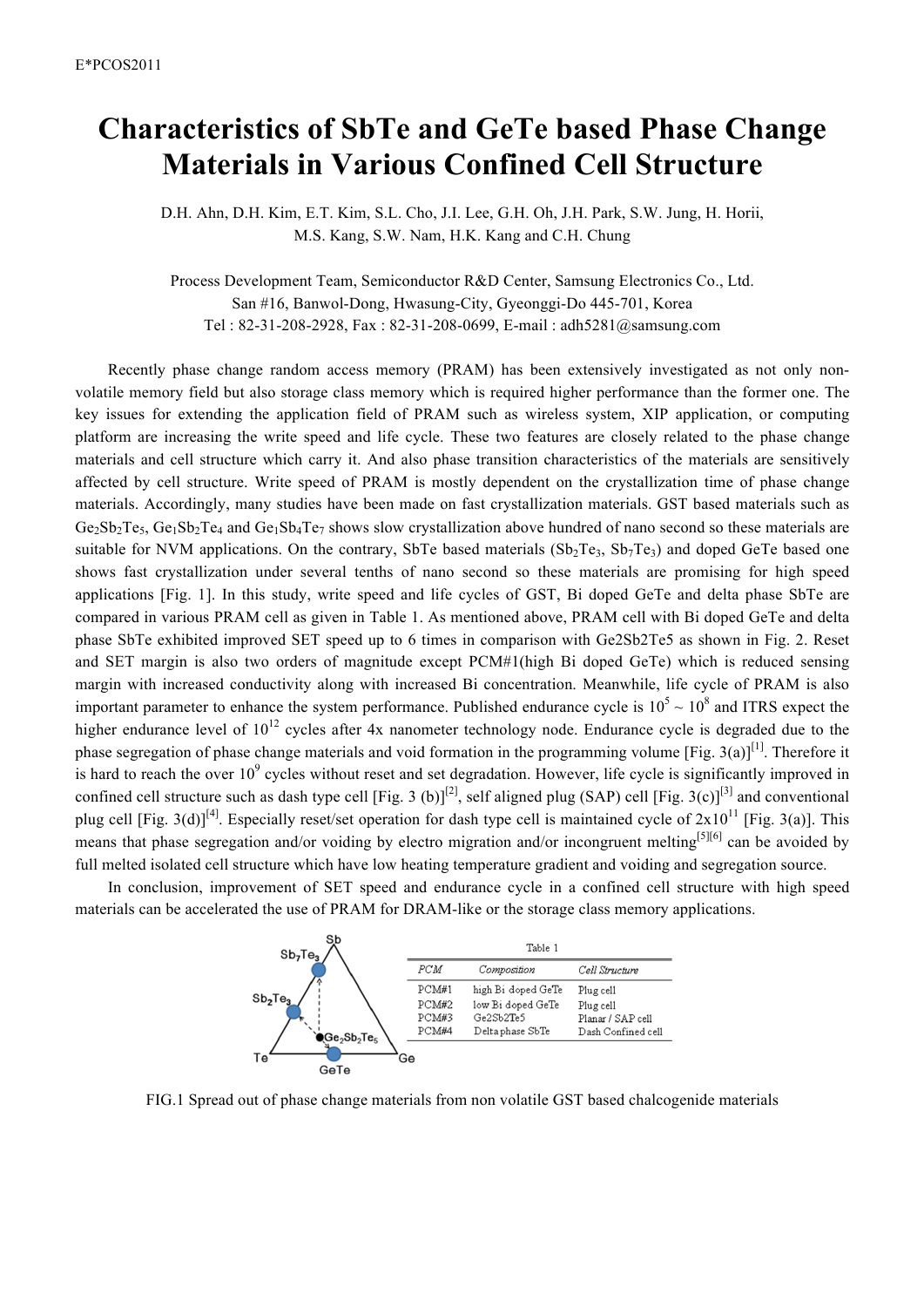# Characteristics of SbTe and GeTe based Phase Change Materials in Various Confined Cell Structure

D.H. Ahn, D.H. Kim, E.T. Kim, S.L. Cho, J.I. Lee, G.H. Oh, J.H. Park, S.W. Jung, H. Horii, M.S. Kang, S.W. Nam, H.K. Kang and C.H. Chung

Process Development Team, Semiconductor R&D Center, Samsung Electronics Co., Ltd.
San #16, Banwol-Dong, Hwasung-City, Gyeonggi-Do 445-701, Korea
Tel : 82-31-208-2928, Fax : 82-31-208-0699, E-mail : adh5281@samsung.com

Recently phase change random access memory (PRAM) has been extensively investigated as not only non-volatile memory field but also storage class memory which is required higher performance than the former one. The key issues for extending the application field of PRAM such as wireless system, XIP application, or computing platform are increasing the write speed and life cycle. These two features are closely related to the phase change materials and cell structure which carry it. And also phase transition characteristics of the materials are sensitively affected by cell structure. Write speed of PRAM is mostly dependent on the crystallization time of phase change materials. Accordingly, many studies have been made on fast crystallization materials. GST based materials such as $Ge_2Sb_2Te_5$, $Ge_1Sb_2Te_4$ and $Ge_1Sb_4Te_7$ shows slow crystallization above hundred of nano second so these materials are suitable for NVM applications. On the contrary, SbTe based materials ($Sb_2Te_3$, $Sb_7Te_3$) and doped GeTe based one shows fast crystallization under several tenths of nano second so these materials are promising for high speed applications [Fig. 1]. In this study, write speed and life cycles of GST, Bi doped GeTe and delta phase SbTe are compared in various PRAM cell as given in Table 1. As mentioned above, PRAM cell with Bi doped GeTe and delta phase SbTe exhibited improved SET speed up to 6 times in comparison with Ge2Sb2Te5 as shown in Fig. 2. Reset and SET margin is also two orders of magnitude except PCM#1(high Bi doped GeTe) which is reduced sensing margin with increased conductivity along with increased Bi concentration. Meanwhile, life cycle of PRAM is also important parameter to enhance the system performance. Published endurance cycle is $10^5 \sim 10^8$ and ITRS expect the higher endurance level of $10^{12}$ cycles after 4x nanometer technology node. Endurance cycle is degraded due to the phase segregation of phase change materials and void formation in the programming volume [Fig. 3(a)][1]. Therefore it is hard to reach the over $10^9$ cycles without reset and set degradation. However, life cycle is significantly improved in confined cell structure such as dash type cell [Fig. 3 (b)][2], self aligned plug (SAP) cell [Fig. 3(c)][3] and conventional plug cell [Fig. 3(d)][4]. Especially reset/set operation for dash type cell is maintained cycle of $2x10^{11}$ [Fig. 3(a)]. This means that phase segregation and/or voiding by electro migration and/or incongruent melting[5][6] can be avoided by full melted isolated cell structure which have low heating temperature gradient and voiding and segregation source.

In conclusion, improvement of SET speed and endurance cycle in a confined cell structure with high speed materials can be accelerated the use of PRAM for DRAM-like or the storage class memory applications.

Table 1

| PCM | Composition | Cell Structure |
|---|---|---|
| PCM#1 | high Bi doped GeTe | Plug cell |
| PCM#2 | low Bi doped GeTe | Plug cell |
| PCM#3 | Ge2Sb2Te5 | Planar / SAP cell |
| PCM#4 | Delta phase SbTe | Dash Confined cell |

FIG.1 Spread out of phase change materials from non volatile GST based chalcogenide materials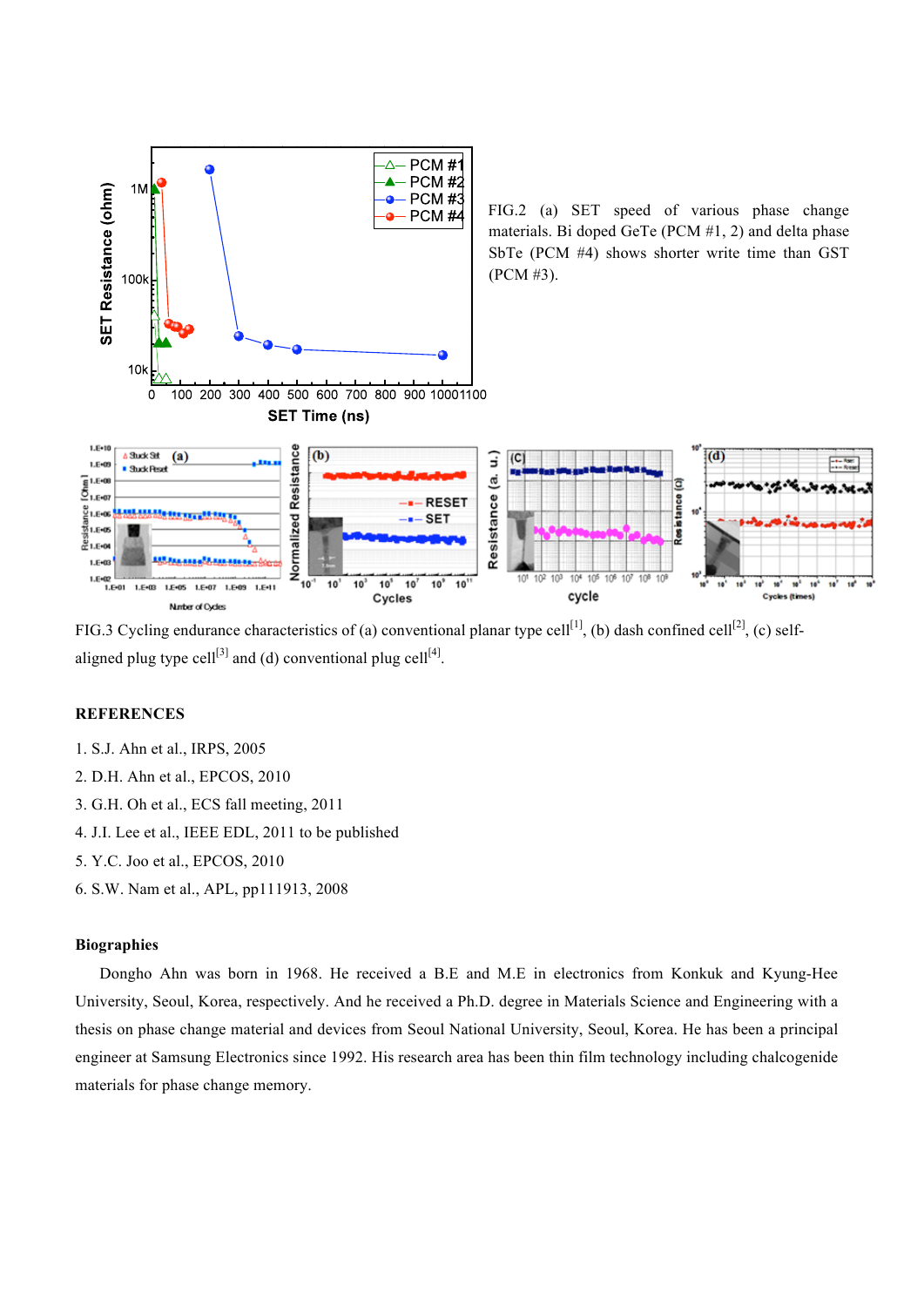SET Resistance (ohm)

1M

100k

10k

0 100 200 300 400 500 600 700 800 900 1000 1100

SET Time (ns)

PCM #1
PCM #2
PCM #3
PCM #4

FIG.2 (a) SET speed of various phase change materials. Bi doped GeTe (PCM #1, 2) and delta phase SbTe (PCM #4) shows shorter write time than GST (PCM #3).

(a)

Stuck Set
Stuck Reset

Resistance [Ohm]

Number of Cycles

(b)

Normalized Resistance

RESET
SET

Cycles

(C)

Resistance (a. u.)

cycle

(d)

Resistance (Ω)

Cycles (times)

FIG.3 Cycling endurance characteristics of (a) conventional planar type cell[1], (b) dash confined cell[2], (c) self-aligned plug type cell[3] and (d) conventional plug cell[4].

## REFERENCES

1. S.J. Ahn et al., IRPS, 2005
2. D.H. Ahn et al., EPCOS, 2010
3. G.H. Oh et al., ECS fall meeting, 2011
4. J.I. Lee et al., IEEE EDL, 2011 to be published
5. Y.C. Joo et al., EPCOS, 2010
6. S.W. Nam et al., APL, pp111913, 2008

## Biographies

Dongho Ahn was born in 1968. He received a B.E and M.E in electronics from Konkuk and Kyung-Hee University, Seoul, Korea, respectively. And he received a Ph.D. degree in Materials Science and Engineering with a thesis on phase change material and devices from Seoul National University, Seoul, Korea. He has been a principal engineer at Samsung Electronics since 1992. His research area has been thin film technology including chalcogenide materials for phase change memory.